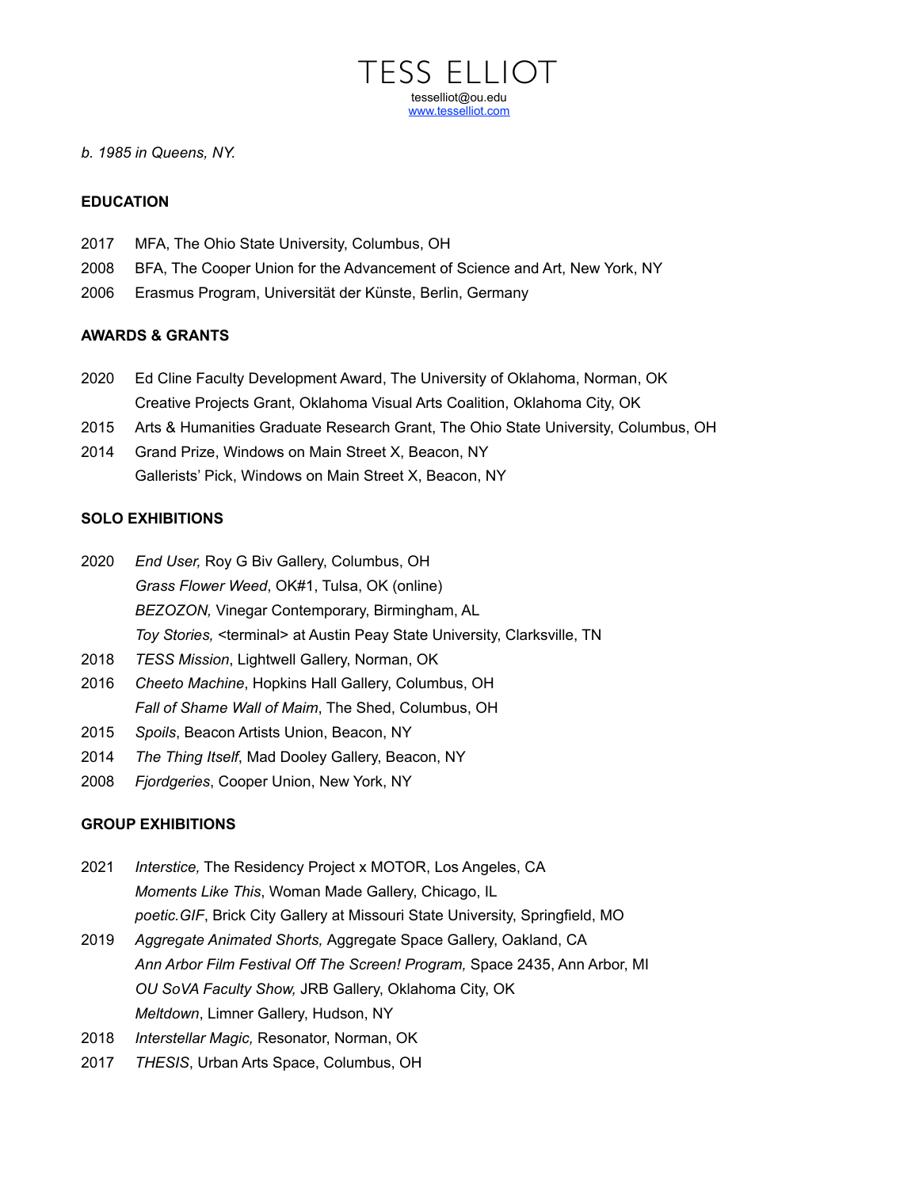# TESS ELLIOT

tesselliot@ou.edu
[www.tesselliot.com](http://www.tesselliot.com)

*b. 1985 in Queens, NY.*

**EDUCATION**

2017 MFA, The Ohio State University, Columbus, OH

2008 BFA, The Cooper Union for the Advancement of Science and Art, New York, NY

2006 Erasmus Program, Universität der Künste, Berlin, Germany

**AWARDS & GRANTS**

2020 Ed Cline Faculty Development Award, The University of Oklahoma, Norman, OK
Creative Projects Grant, Oklahoma Visual Arts Coalition, Oklahoma City, OK

2015 Arts & Humanities Graduate Research Grant, The Ohio State University, Columbus, OH

2014 Grand Prize, Windows on Main Street X, Beacon, NY
Gallerists' Pick, Windows on Main Street X, Beacon, NY

**SOLO EXHIBITIONS**

2020 *End User,* Roy G Biv Gallery, Columbus, OH
*Grass Flower Weed*, OK#1, Tulsa, OK (online)
*BEZOZON,* Vinegar Contemporary, Birmingham, AL
*Toy Stories,* <terminal> at Austin Peay State University, Clarksville, TN

2018 *TESS Mission*, Lightwell Gallery, Norman, OK

2016 *Cheeto Machine*, Hopkins Hall Gallery, Columbus, OH
*Fall of Shame Wall of Maim*, The Shed, Columbus, OH

2015 *Spoils*, Beacon Artists Union, Beacon, NY

2014 *The Thing Itself*, Mad Dooley Gallery, Beacon, NY

2008 *Fjordgeries*, Cooper Union, New York, NY

**GROUP EXHIBITIONS**

2021 *Interstice,* The Residency Project x MOTOR, Los Angeles, CA
*Moments Like This*, Woman Made Gallery, Chicago, IL
*poetic.GIF*, Brick City Gallery at Missouri State University, Springfield, MO

2019 *Aggregate Animated Shorts,* Aggregate Space Gallery, Oakland, CA
*Ann Arbor Film Festival Off The Screen! Program,* Space 2435, Ann Arbor, MI
*OU SoVA Faculty Show,* JRB Gallery, Oklahoma City, OK
*Meltdown*, Limner Gallery, Hudson, NY

2018 *Interstellar Magic,* Resonator, Norman, OK

2017 *THESIS*, Urban Arts Space, Columbus, OH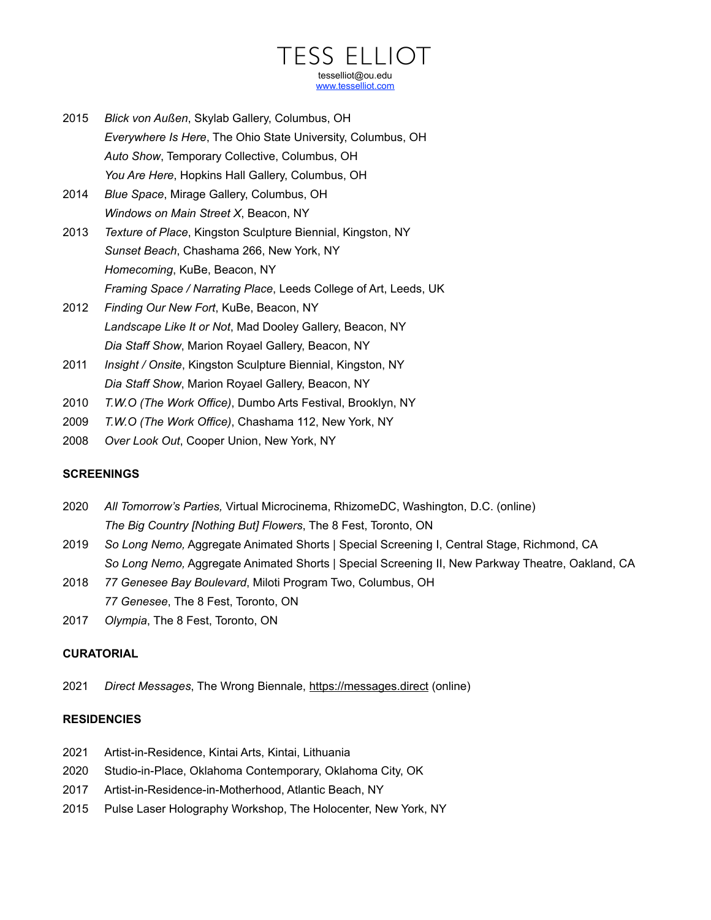# TESS ELLIOT

tesselliot@ou.edu
www.tesselliot.com

2015 *Blick von Außen*, Skylab Gallery, Columbus, OH
*Everywhere Is Here*, The Ohio State University, Columbus, OH
*Auto Show*, Temporary Collective, Columbus, OH
*You Are Here*, Hopkins Hall Gallery, Columbus, OH

2014 *Blue Space*, Mirage Gallery, Columbus, OH
*Windows on Main Street X*, Beacon, NY

2013 *Texture of Place*, Kingston Sculpture Biennial, Kingston, NY
*Sunset Beach*, Chashama 266, New York, NY
*Homecoming*, KuBe, Beacon, NY
*Framing Space / Narrating Place*, Leeds College of Art, Leeds, UK

2012 *Finding Our New Fort*, KuBe, Beacon, NY
*Landscape Like It or Not*, Mad Dooley Gallery, Beacon, NY
*Dia Staff Show*, Marion Royael Gallery, Beacon, NY

2011 *Insight / Onsite*, Kingston Sculpture Biennial, Kingston, NY
*Dia Staff Show*, Marion Royael Gallery, Beacon, NY

2010 *T.W.O (The Work Office)*, Dumbo Arts Festival, Brooklyn, NY

2009 *T.W.O (The Work Office)*, Chashama 112, New York, NY

2008 *Over Look Out*, Cooper Union, New York, NY

**SCREENINGS**

2020 *All Tomorrow's Parties,* Virtual Microcinema, RhizomeDC, Washington, D.C. (online)
*The Big Country [Nothing But] Flowers*, The 8 Fest, Toronto, ON

2019 *So Long Nemo,* Aggregate Animated Shorts | Special Screening I, Central Stage, Richmond, CA
*So Long Nemo,* Aggregate Animated Shorts | Special Screening II, New Parkway Theatre, Oakland, CA

2018 *77 Genesee Bay Boulevard*, Miloti Program Two, Columbus, OH
*77 Genesee*, The 8 Fest, Toronto, ON

2017 *Olympia*, The 8 Fest, Toronto, ON

**CURATORIAL**

2021 *Direct Messages*, The Wrong Biennale, https://messages.direct (online)

**RESIDENCIES**

2021 Artist-in-Residence, Kintai Arts, Kintai, Lithuania

2020 Studio-in-Place, Oklahoma Contemporary, Oklahoma City, OK

2017 Artist-in-Residence-in-Motherhood, Atlantic Beach, NY

2015 Pulse Laser Holography Workshop, The Holocenter, New York, NY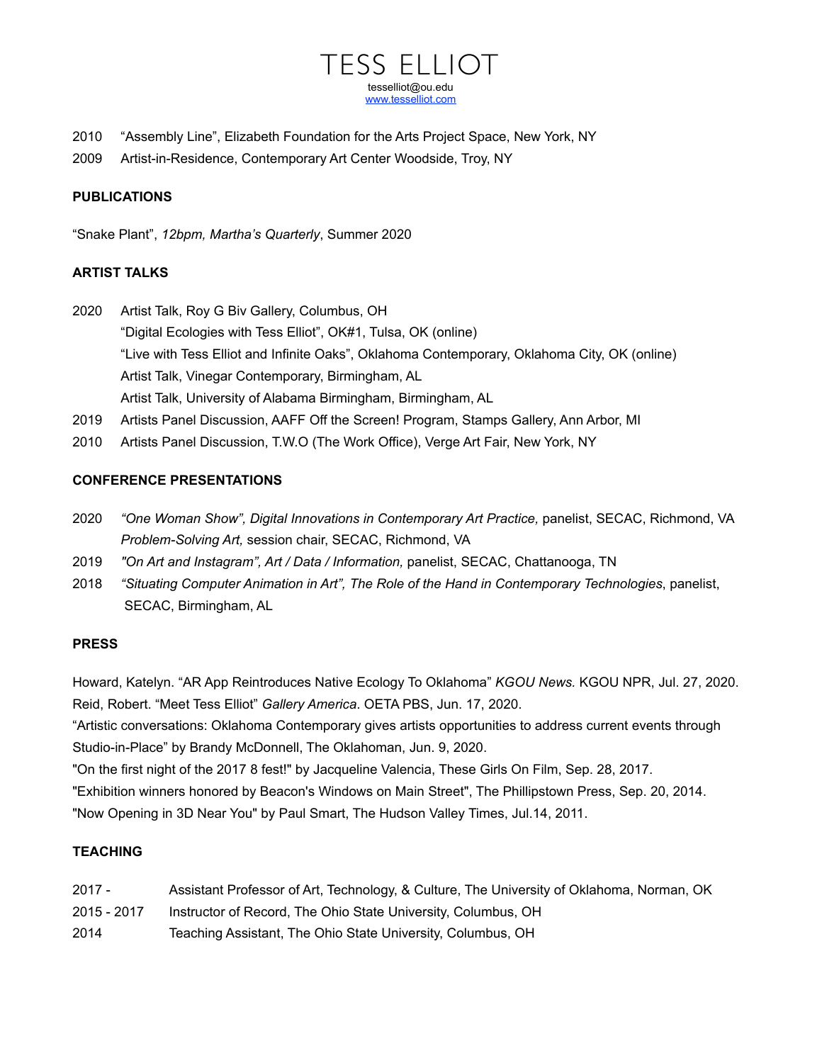# TESS ELLIOT

tesselliot@ou.edu
www.tesselliot.com

2010 “Assembly Line”, Elizabeth Foundation for the Arts Project Space, New York, NY
2009 Artist-in-Residence, Contemporary Art Center Woodside, Troy, NY

**PUBLICATIONS**

“Snake Plant”, *12bpm, Martha’s Quarterly*, Summer 2020

**ARTIST TALKS**

2020 Artist Talk, Roy G Biv Gallery, Columbus, OH
“Digital Ecologies with Tess Elliot”, OK#1, Tulsa, OK (online)
“Live with Tess Elliot and Infinite Oaks”, Oklahoma Contemporary, Oklahoma City, OK (online)
Artist Talk, Vinegar Contemporary, Birmingham, AL
Artist Talk, University of Alabama Birmingham, Birmingham, AL
2019 Artists Panel Discussion, AAFF Off the Screen! Program, Stamps Gallery, Ann Arbor, MI
2010 Artists Panel Discussion, T.W.O (The Work Office), Verge Art Fair, New York, NY

**CONFERENCE PRESENTATIONS**

2020 *“One Woman Show”, Digital Innovations in Contemporary Art Practice,* panelist, SECAC, Richmond, VA
*Problem-Solving Art,* session chair, SECAC, Richmond, VA
2019 *"On Art and Instagram”, Art / Data / Information,* panelist, SECAC, Chattanooga, TN
2018 *“Situating Computer Animation in Art”, The Role of the Hand in Contemporary Technologies*, panelist, SECAC, Birmingham, AL

**PRESS**

Howard, Katelyn. “AR App Reintroduces Native Ecology To Oklahoma” *KGOU News.* KGOU NPR, Jul. 27, 2020.
Reid, Robert. “Meet Tess Elliot” *Gallery America*. OETA PBS, Jun. 17, 2020.
“Artistic conversations: Oklahoma Contemporary gives artists opportunities to address current events through Studio-in-Place” by Brandy McDonnell, The Oklahoman, Jun. 9, 2020.
"On the first night of the 2017 8 fest!" by Jacqueline Valencia, These Girls On Film, Sep. 28, 2017.
"Exhibition winners honored by Beacon's Windows on Main Street", The Phillipstown Press, Sep. 20, 2014.
"Now Opening in 3D Near You" by Paul Smart, The Hudson Valley Times, Jul.14, 2011.

**TEACHING**

2017 - Assistant Professor of Art, Technology, & Culture, The University of Oklahoma, Norman, OK
2015 - 2017 Instructor of Record, The Ohio State University, Columbus, OH
2014 Teaching Assistant, The Ohio State University, Columbus, OH